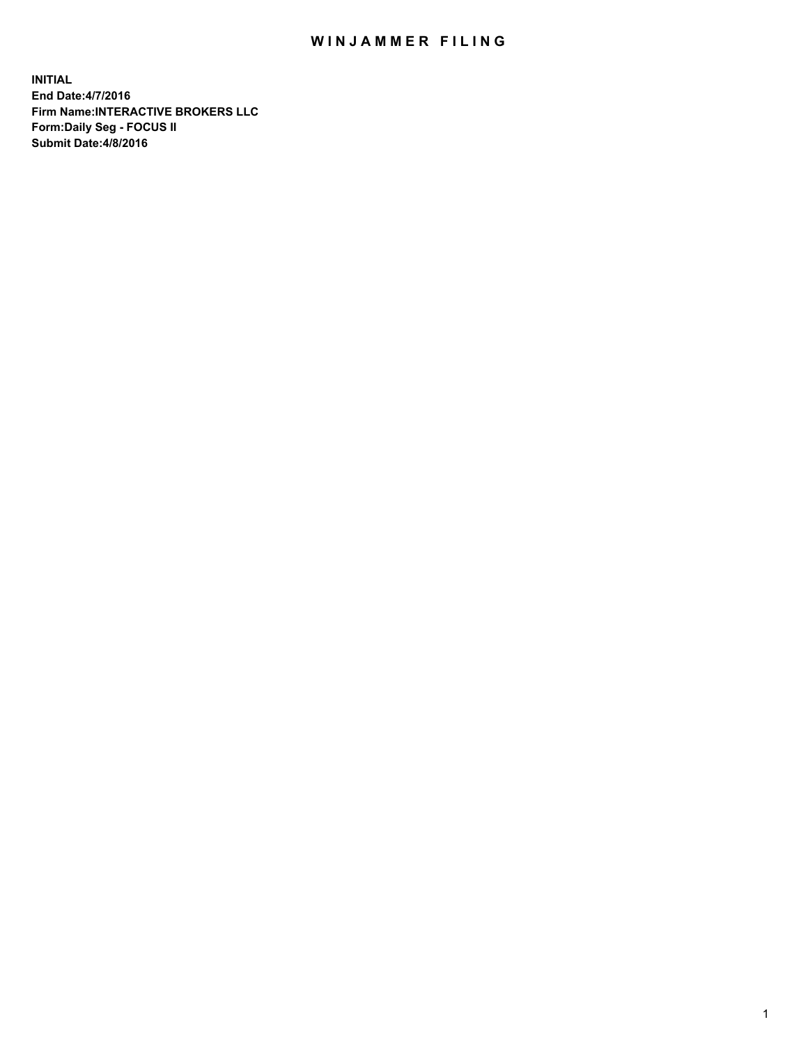# WINJAMMER FILING

**INITIAL**
**End Date:4/7/2016**
**Firm Name:INTERACTIVE BROKERS LLC**
**Form:Daily Seg - FOCUS II**
**Submit Date:4/8/2016**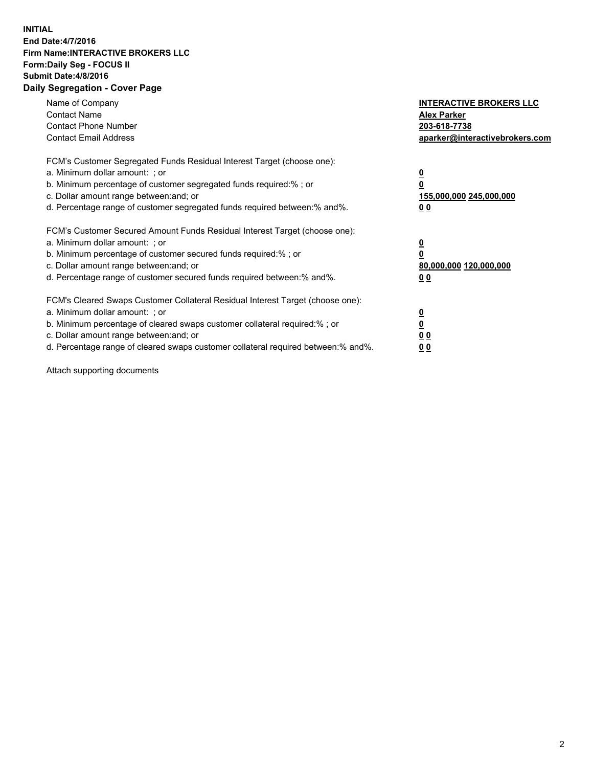**INITIAL**
**End Date:4/7/2016**
**Firm Name:INTERACTIVE BROKERS LLC**
**Form:Daily Seg - FOCUS II**
**Submit Date:4/8/2016**

## Daily Segregation - Cover Page

| | |
|---|---|
| Name of Company | **INTERACTIVE BROKERS LLC** |
| Contact Name | **Alex Parker** |
| Contact Phone Number | **203-618-7738** |
| Contact Email Address | **aparker@interactivebrokers.com** |

| FCM's Customer Segregated Funds Residual Interest Target (choose one): | |
|---|---|
| a. Minimum dollar amount: ; or | **0** |
| b. Minimum percentage of customer segregated funds required:% ; or | **0** |
| c. Dollar amount range between:and; or | **155,000,000 245,000,000** |
| d. Percentage range of customer segregated funds required between:% and%. | **0 0** |

| FCM's Customer Secured Amount Funds Residual Interest Target (choose one): | |
|---|---|
| a. Minimum dollar amount: ; or | **0** |
| b. Minimum percentage of customer secured funds required:% ; or | **0** |
| c. Dollar amount range between:and; or | **80,000,000 120,000,000** |
| d. Percentage range of customer secured funds required between:% and%. | **0 0** |

| FCM's Cleared Swaps Customer Collateral Residual Interest Target (choose one): | |
|---|---|
| a. Minimum dollar amount: ; or | **0** |
| b. Minimum percentage of cleared swaps customer collateral required:% ; or | **0** |
| c. Dollar amount range between:and; or | **0 0** |
| d. Percentage range of cleared swaps customer collateral required between:% and%. | **0 0** |

Attach supporting documents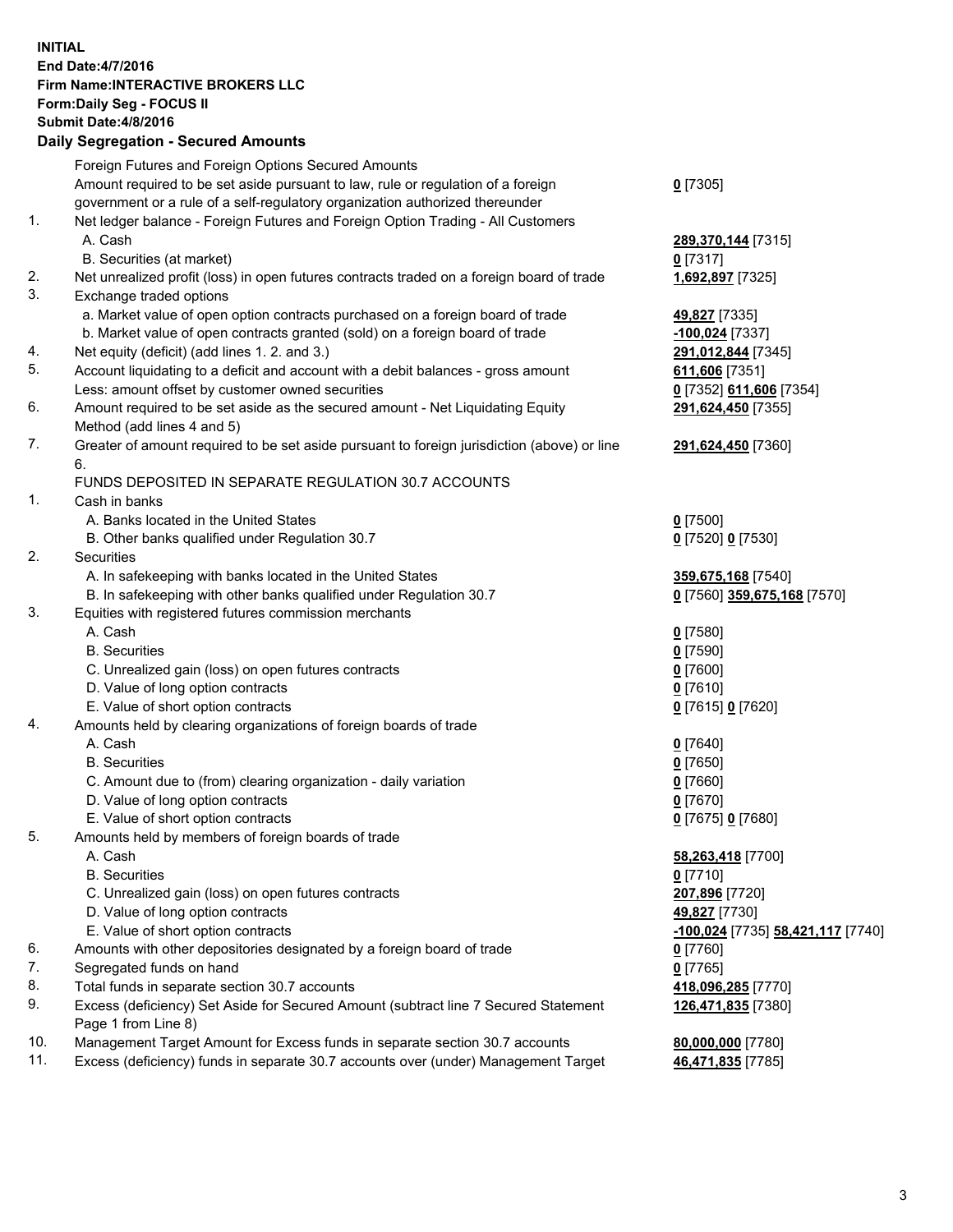**INITIAL**
**End Date:4/7/2016**
**Firm Name:INTERACTIVE BROKERS LLC**
**Form:Daily Seg - FOCUS II**
**Submit Date:4/8/2016**

## Daily Segregation - Secured Amounts

| | | |
|---|---|---|
| | Foreign Futures and Foreign Options Secured Amounts | |
| | Amount required to be set aside pursuant to law, rule or regulation of a foreign government or a rule of a self-regulatory organization authorized thereunder | **0** [7305] |
| 1. | Net ledger balance - Foreign Futures and Foreign Option Trading - All Customers | |
| | A. Cash | **289,370,144** [7315] |
| | B. Securities (at market) | **0** [7317] |
| 2. | Net unrealized profit (loss) in open futures contracts traded on a foreign board of trade | **1,692,897** [7325] |
| 3. | Exchange traded options | |
| | a. Market value of open option contracts purchased on a foreign board of trade | **49,827** [7335] |
| | b. Market value of open contracts granted (sold) on a foreign board of trade | **-100,024** [7337] |
| 4. | Net equity (deficit) (add lines 1. 2. and 3.) | **291,012,844** [7345] |
| 5. | Account liquidating to a deficit and account with a debit balances - gross amount | **611,606** [7351] |
| | Less: amount offset by customer owned securities | **0** [7352] **611,606** [7354] |
| 6. | Amount required to be set aside as the secured amount - Net Liquidating Equity Method (add lines 4 and 5) | **291,624,450** [7355] |
| 7. | Greater of amount required to be set aside pursuant to foreign jurisdiction (above) or line 6. | **291,624,450** [7360] |
| | FUNDS DEPOSITED IN SEPARATE REGULATION 30.7 ACCOUNTS | |
| 1. | Cash in banks | |
| | A. Banks located in the United States | **0** [7500] |
| | B. Other banks qualified under Regulation 30.7 | **0** [7520] **0** [7530] |
| 2. | Securities | |
| | A. In safekeeping with banks located in the United States | **359,675,168** [7540] |
| | B. In safekeeping with other banks qualified under Regulation 30.7 | **0** [7560] **359,675,168** [7570] |
| 3. | Equities with registered futures commission merchants | |
| | A. Cash | **0** [7580] |
| | B. Securities | **0** [7590] |
| | C. Unrealized gain (loss) on open futures contracts | **0** [7600] |
| | D. Value of long option contracts | **0** [7610] |
| | E. Value of short option contracts | **0** [7615] **0** [7620] |
| 4. | Amounts held by clearing organizations of foreign boards of trade | |
| | A. Cash | **0** [7640] |
| | B. Securities | **0** [7650] |
| | C. Amount due to (from) clearing organization - daily variation | **0** [7660] |
| | D. Value of long option contracts | **0** [7670] |
| | E. Value of short option contracts | **0** [7675] **0** [7680] |
| 5. | Amounts held by members of foreign boards of trade | |
| | A. Cash | **58,263,418** [7700] |
| | B. Securities | **0** [7710] |
| | C. Unrealized gain (loss) on open futures contracts | **207,896** [7720] |
| | D. Value of long option contracts | **49,827** [7730] |
| | E. Value of short option contracts | **-100,024** [7735] **58,421,117** [7740] |
| 6. | Amounts with other depositories designated by a foreign board of trade | **0** [7760] |
| 7. | Segregated funds on hand | **0** [7765] |
| 8. | Total funds in separate section 30.7 accounts | **418,096,285** [7770] |
| 9. | Excess (deficiency) Set Aside for Secured Amount (subtract line 7 Secured Statement Page 1 from Line 8) | **126,471,835** [7380] |
| 10. | Management Target Amount for Excess funds in separate section 30.7 accounts | **80,000,000** [7780] |
| 11. | Excess (deficiency) funds in separate 30.7 accounts over (under) Management Target | **46,471,835** [7785] |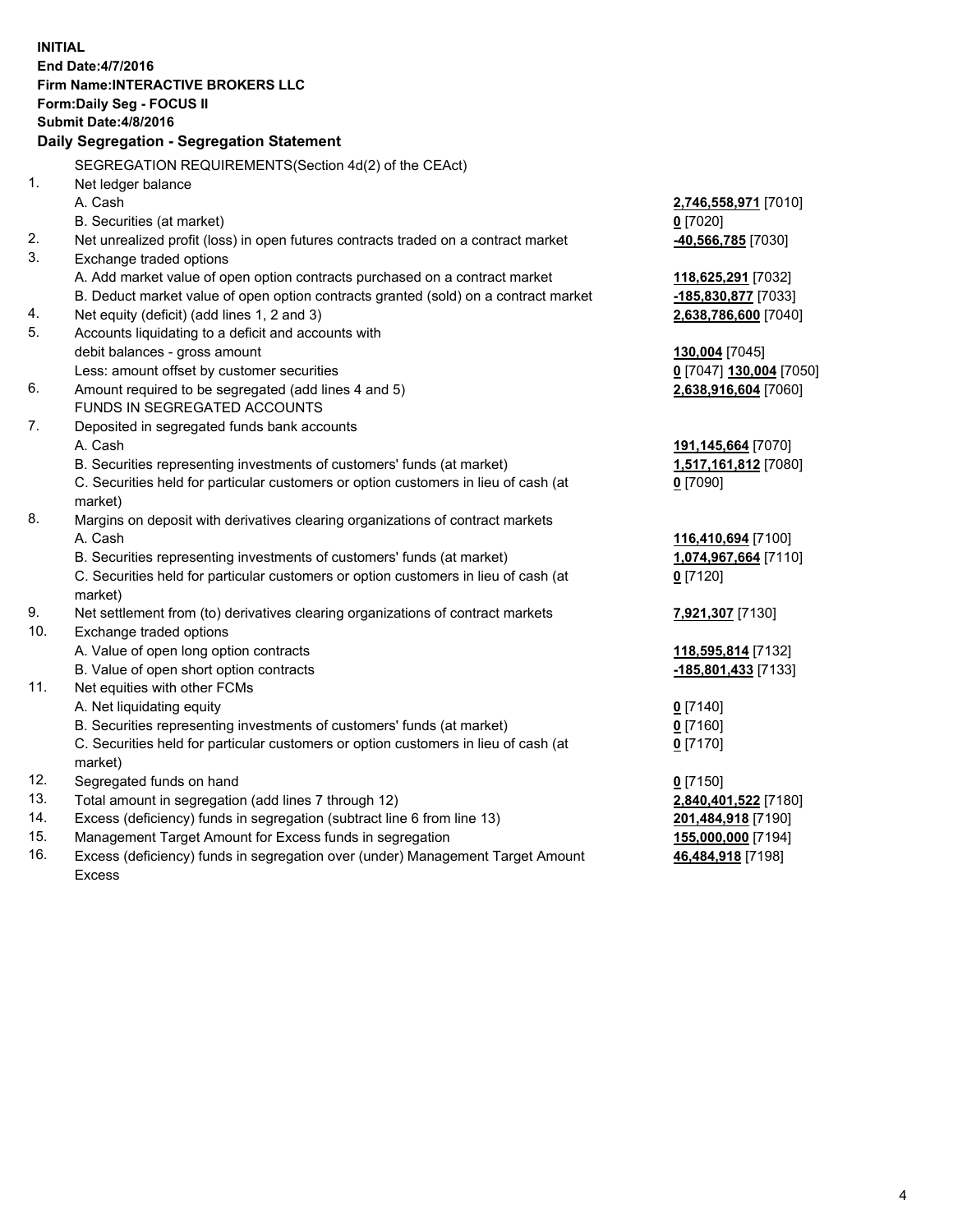**INITIAL**
**End Date:4/7/2016**
**Firm Name:INTERACTIVE BROKERS LLC**
**Form:Daily Seg - FOCUS II**
**Submit Date:4/8/2016**

## Daily Segregation - Segregation Statement

| | | |
|---|---|---|
| | SEGREGATION REQUIREMENTS(Section 4d(2) of the CEAct) | |
| 1. | Net ledger balance | |
| | A. Cash | **2,746,558,971** [7010] |
| | B. Securities (at market) | **0** [7020] |
| 2. | Net unrealized profit (loss) in open futures contracts traded on a contract market | **-40,566,785** [7030] |
| 3. | Exchange traded options | |
| | A. Add market value of open option contracts purchased on a contract market | **118,625,291** [7032] |
| | B. Deduct market value of open option contracts granted (sold) on a contract market | **-185,830,877** [7033] |
| 4. | Net equity (deficit) (add lines 1, 2 and 3) | **2,638,786,600** [7040] |
| 5. | Accounts liquidating to a deficit and accounts with | |
| | debit balances - gross amount | **130,004** [7045] |
| | Less: amount offset by customer securities | **0** [7047] **130,004** [7050] |
| 6. | Amount required to be segregated (add lines 4 and 5) | **2,638,916,604** [7060] |
| | FUNDS IN SEGREGATED ACCOUNTS | |
| 7. | Deposited in segregated funds bank accounts | |
| | A. Cash | **191,145,664** [7070] |
| | B. Securities representing investments of customers' funds (at market) | **1,517,161,812** [7080] |
| | C. Securities held for particular customers or option customers in lieu of cash (at market) | **0** [7090] |
| 8. | Margins on deposit with derivatives clearing organizations of contract markets | |
| | A. Cash | **116,410,694** [7100] |
| | B. Securities representing investments of customers' funds (at market) | **1,074,967,664** [7110] |
| | C. Securities held for particular customers or option customers in lieu of cash (at market) | **0** [7120] |
| 9. | Net settlement from (to) derivatives clearing organizations of contract markets | **7,921,307** [7130] |
| 10. | Exchange traded options | |
| | A. Value of open long option contracts | **118,595,814** [7132] |
| | B. Value of open short option contracts | **-185,801,433** [7133] |
| 11. | Net equities with other FCMs | |
| | A. Net liquidating equity | **0** [7140] |
| | B. Securities representing investments of customers' funds (at market) | **0** [7160] |
| | C. Securities held for particular customers or option customers in lieu of cash (at market) | **0** [7170] |
| 12. | Segregated funds on hand | **0** [7150] |
| 13. | Total amount in segregation (add lines 7 through 12) | **2,840,401,522** [7180] |
| 14. | Excess (deficiency) funds in segregation (subtract line 6 from line 13) | **201,484,918** [7190] |
| 15. | Management Target Amount for Excess funds in segregation | **155,000,000** [7194] |
| 16. | Excess (deficiency) funds in segregation over (under) Management Target Amount Excess | **46,484,918** [7198] |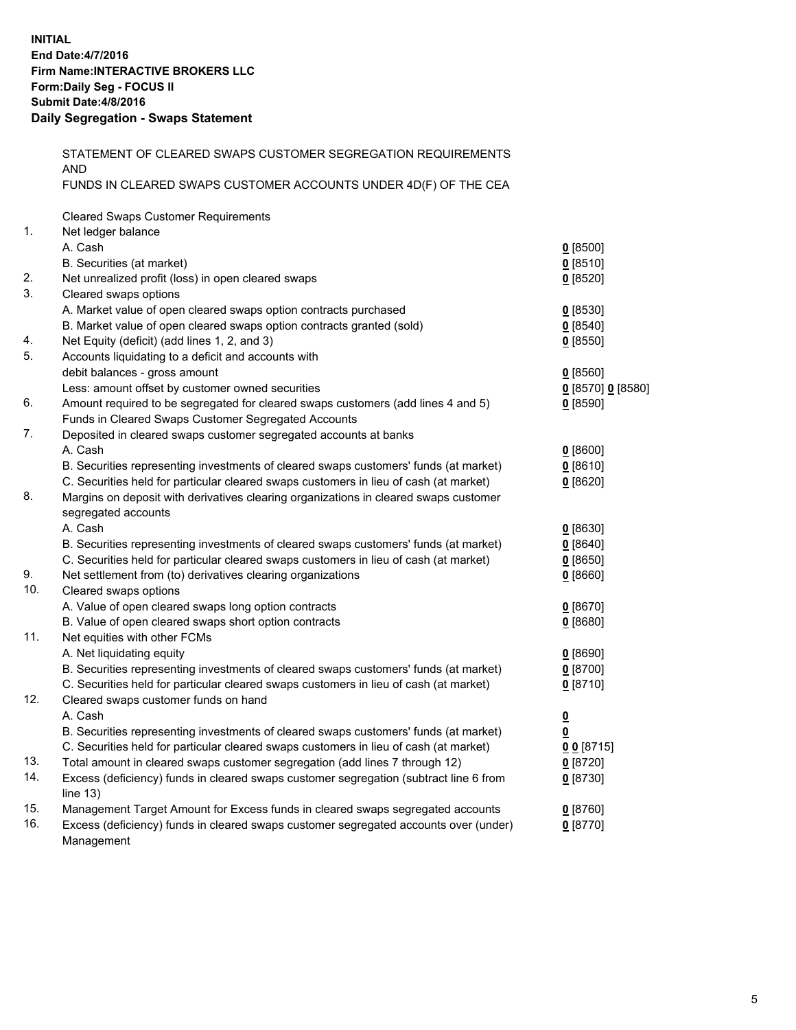**INITIAL**
**End Date:4/7/2016**
**Firm Name:INTERACTIVE BROKERS LLC**
**Form:Daily Seg - FOCUS II**
**Submit Date:4/8/2016**
**Daily Segregation - Swaps Statement**

STATEMENT OF CLEARED SWAPS CUSTOMER SEGREGATION REQUIREMENTS AND FUNDS IN CLEARED SWAPS CUSTOMER ACCOUNTS UNDER 4D(F) OF THE CEA

| | | |
|---|---|---|
| | Cleared Swaps Customer Requirements | |
| 1. | Net ledger balance | |
| | A. Cash | 0 [8500] |
| | B. Securities (at market) | 0 [8510] |
| 2. | Net unrealized profit (loss) in open cleared swaps | 0 [8520] |
| 3. | Cleared swaps options | |
| | A. Market value of open cleared swaps option contracts purchased | 0 [8530] |
| | B. Market value of open cleared swaps option contracts granted (sold) | 0 [8540] |
| 4. | Net Equity (deficit) (add lines 1, 2, and 3) | 0 [8550] |
| 5. | Accounts liquidating to a deficit and accounts with | |
| | debit balances - gross amount | 0 [8560] |
| | Less: amount offset by customer owned securities | 0 [8570] 0 [8580] |
| 6. | Amount required to be segregated for cleared swaps customers (add lines 4 and 5) | 0 [8590] |
| | Funds in Cleared Swaps Customer Segregated Accounts | |
| 7. | Deposited in cleared swaps customer segregated accounts at banks | |
| | A. Cash | 0 [8600] |
| | B. Securities representing investments of cleared swaps customers' funds (at market) | 0 [8610] |
| | C. Securities held for particular cleared swaps customers in lieu of cash (at market) | 0 [8620] |
| 8. | Margins on deposit with derivatives clearing organizations in cleared swaps customer segregated accounts | |
| | A. Cash | 0 [8630] |
| | B. Securities representing investments of cleared swaps customers' funds (at market) | 0 [8640] |
| | C. Securities held for particular cleared swaps customers in lieu of cash (at market) | 0 [8650] |
| 9. | Net settlement from (to) derivatives clearing organizations | 0 [8660] |
| 10. | Cleared swaps options | |
| | A. Value of open cleared swaps long option contracts | 0 [8670] |
| | B. Value of open cleared swaps short option contracts | 0 [8680] |
| 11. | Net equities with other FCMs | |
| | A. Net liquidating equity | 0 [8690] |
| | B. Securities representing investments of cleared swaps customers' funds (at market) | 0 [8700] |
| | C. Securities held for particular cleared swaps customers in lieu of cash (at market) | 0 [8710] |
| 12. | Cleared swaps customer funds on hand | |
| | A. Cash | 0 |
| | B. Securities representing investments of cleared swaps customers' funds (at market) | 0 |
| | C. Securities held for particular cleared swaps customers in lieu of cash (at market) | 0 0 [8715] |
| 13. | Total amount in cleared swaps customer segregation (add lines 7 through 12) | 0 [8720] |
| 14. | Excess (deficiency) funds in cleared swaps customer segregation (subtract line 6 from line 13) | 0 [8730] |
| 15. | Management Target Amount for Excess funds in cleared swaps segregated accounts | 0 [8760] |
| 16. | Excess (deficiency) funds in cleared swaps customer segregated accounts over (under) Management | 0 [8770] |